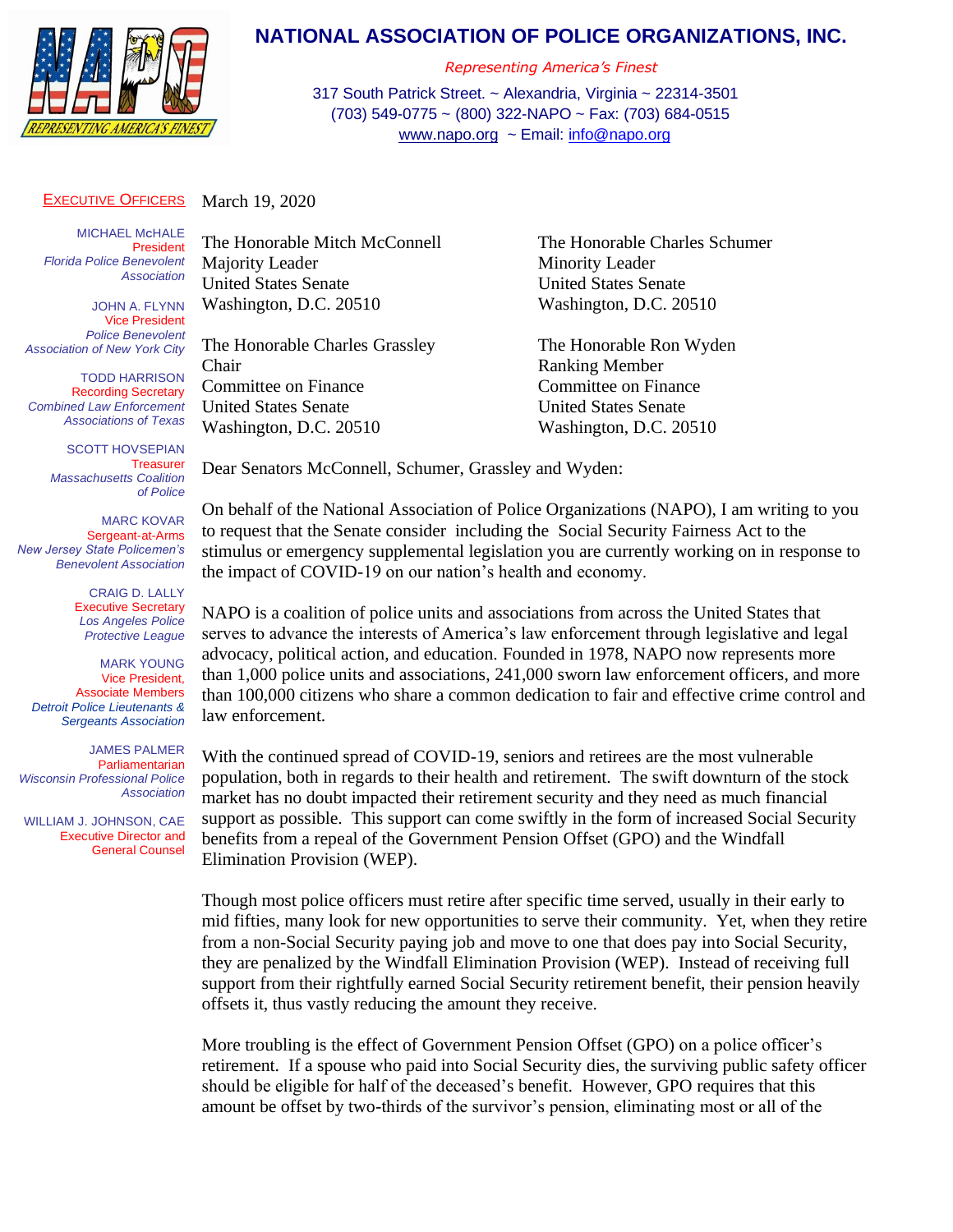# NATIONAL ASSOCIATION OF POLICE ORGANIZATIONS, INC.

*Representing America's Finest*

317 South Patrick Street. ~ Alexandria, Virginia ~ 22314-3501
(703) 549-0775 ~ (800) 322-NAPO ~ Fax: (703) 684-0515
www.napo.org ~ Email: info@napo.org

**EXECUTIVE OFFICERS**

MICHAEL McHALE
President
*Florida Police Benevolent Association*

JOHN A. FLYNN
Vice President
*Police Benevolent Association of New York City*

TODD HARRISON
Recording Secretary
*Combined Law Enforcement Associations of Texas*

SCOTT HOVSEPIAN
Treasurer
*Massachusetts Coalition of Police*

MARC KOVAR
Sergeant-at-Arms
*New Jersey State Policemen's Benevolent Association*

CRAIG D. LALLY
Executive Secretary
*Los Angeles Police Protective League*

MARK YOUNG
Vice President, Associate Members
*Detroit Police Lieutenants & Sergeants Association*

JAMES PALMER
Parliamentarian
*Wisconsin Professional Police Association*

WILLIAM J. JOHNSON, CAE
Executive Director and General Counsel

March 19, 2020

The Honorable Mitch McConnell
Majority Leader
United States Senate
Washington, D.C. 20510

The Honorable Charles Schumer
Minority Leader
United States Senate
Washington, D.C. 20510

The Honorable Charles Grassley
Chair
Committee on Finance
United States Senate
Washington, D.C. 20510

The Honorable Ron Wyden
Ranking Member
Committee on Finance
United States Senate
Washington, D.C. 20510

Dear Senators McConnell, Schumer, Grassley and Wyden:

On behalf of the National Association of Police Organizations (NAPO), I am writing to you to request that the Senate consider including the Social Security Fairness Act to the stimulus or emergency supplemental legislation you are currently working on in response to the impact of COVID-19 on our nation's health and economy.

NAPO is a coalition of police units and associations from across the United States that serves to advance the interests of America's law enforcement through legislative and legal advocacy, political action, and education. Founded in 1978, NAPO now represents more than 1,000 police units and associations, 241,000 sworn law enforcement officers, and more than 100,000 citizens who share a common dedication to fair and effective crime control and law enforcement.

With the continued spread of COVID-19, seniors and retirees are the most vulnerable population, both in regards to their health and retirement. The swift downturn of the stock market has no doubt impacted their retirement security and they need as much financial support as possible. This support can come swiftly in the form of increased Social Security benefits from a repeal of the Government Pension Offset (GPO) and the Windfall Elimination Provision (WEP).

Though most police officers must retire after specific time served, usually in their early to mid fifties, many look for new opportunities to serve their community. Yet, when they retire from a non-Social Security paying job and move to one that does pay into Social Security, they are penalized by the Windfall Elimination Provision (WEP). Instead of receiving full support from their rightfully earned Social Security retirement benefit, their pension heavily offsets it, thus vastly reducing the amount they receive.

More troubling is the effect of Government Pension Offset (GPO) on a police officer's retirement. If a spouse who paid into Social Security dies, the surviving public safety officer should be eligible for half of the deceased's benefit. However, GPO requires that this amount be offset by two-thirds of the survivor's pension, eliminating most or all of the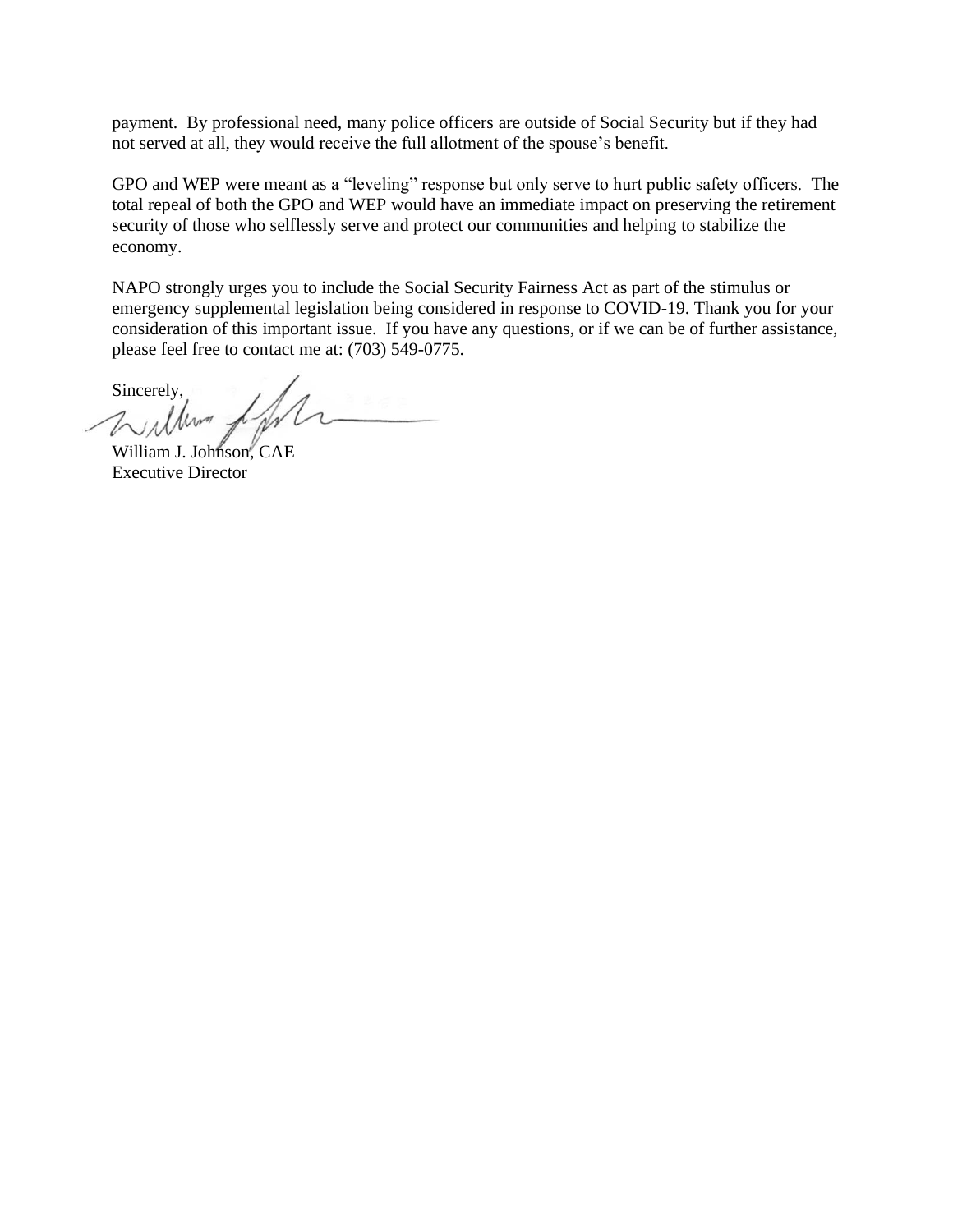payment. By professional need, many police officers are outside of Social Security but if they had not served at all, they would receive the full allotment of the spouse's benefit.

GPO and WEP were meant as a "leveling" response but only serve to hurt public safety officers. The total repeal of both the GPO and WEP would have an immediate impact on preserving the retirement security of those who selflessly serve and protect our communities and helping to stabilize the economy.

NAPO strongly urges you to include the Social Security Fairness Act as part of the stimulus or emergency supplemental legislation being considered in response to COVID-19. Thank you for your consideration of this important issue. If you have any questions, or if we can be of further assistance, please feel free to contact me at: (703) 549-0775.

Sincerely,

William J. Johnson, CAE  
Executive Director